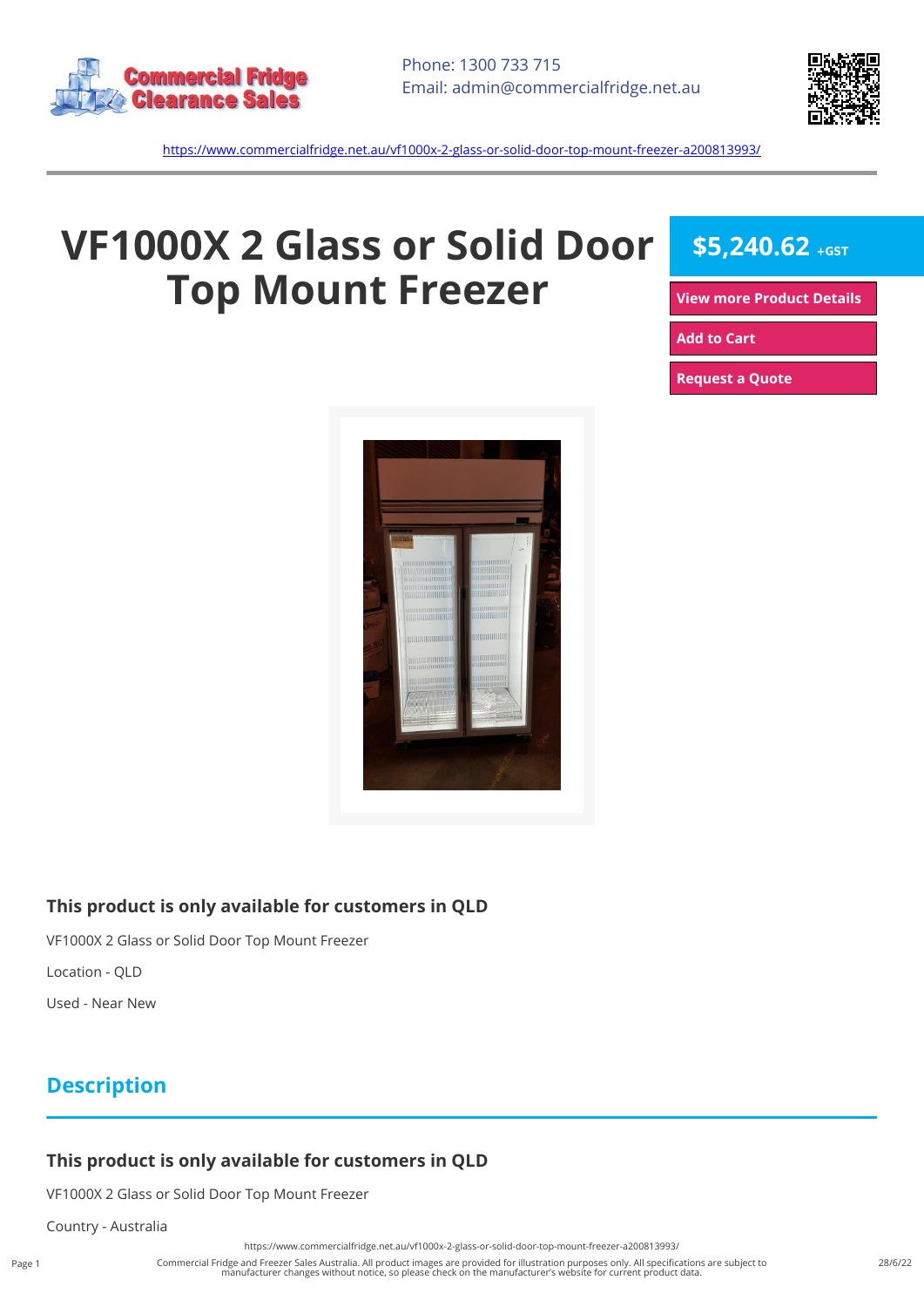Commercial Fridge Clearance Sales

Phone: 1300 733 715
Email: admin@commercialfridge.net.au

https://www.commercialfridge.net.au/vf1000x-2-glass-or-solid-door-top-mount-freezer-a200813993/

# VF1000X 2 Glass or Solid Door Top Mount Freezer

**$5,240.62** +GST

View more Product Details

Add to Cart

Request a Quote

### This product is only available for customers in QLD

VF1000X 2 Glass or Solid Door Top Mount Freezer

Location - QLD

Used - Near New

## Description

### This product is only available for customers in QLD

VF1000X 2 Glass or Solid Door Top Mount Freezer

Country - Australia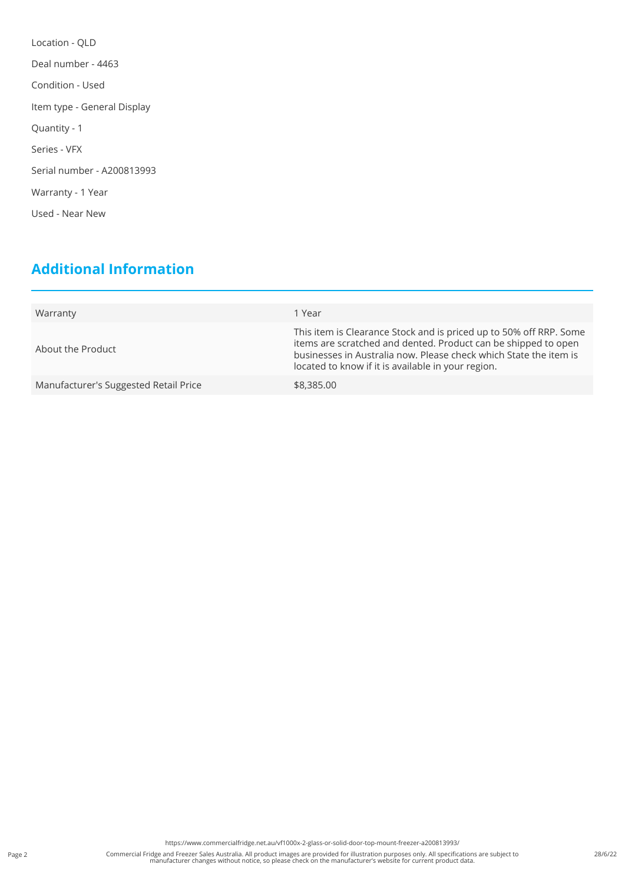Location - QLD

Deal number - 4463

Condition - Used

Item type - General Display

Quantity - 1

Series - VFX

Serial number - A200813993

Warranty - 1 Year

Used - Near New

## Additional Information

| | |
|---|---|
| Warranty | 1 Year |
| About the Product | This item is Clearance Stock and is priced up to 50% off RRP. Some items are scratched and dented. Product can be shipped to open businesses in Australia now. Please check which State the item is located to know if it is available in your region. |
| Manufacturer's Suggested Retail Price | $8,385.00 |